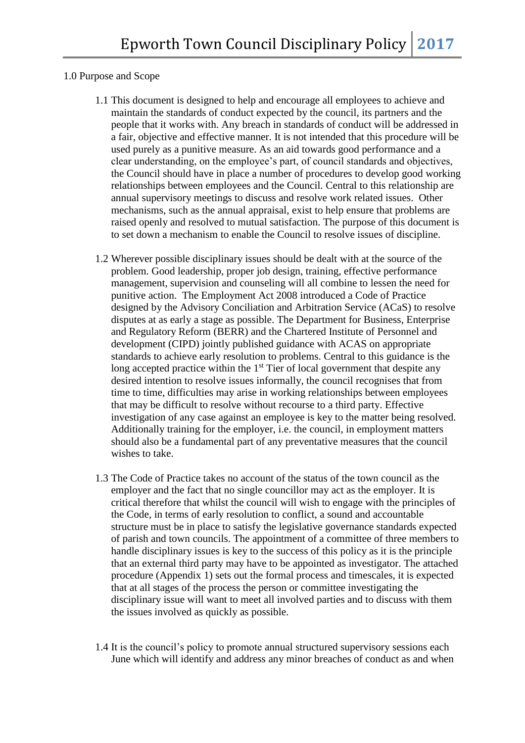# Epworth Town Council Disciplinary Policy 2017

1.0 Purpose and Scope

1.1 This document is designed to help and encourage all employees to achieve and maintain the standards of conduct expected by the council, its partners and the people that it works with. Any breach in standards of conduct will be addressed in a fair, objective and effective manner. It is not intended that this procedure will be used purely as a punitive measure. As an aid towards good performance and a clear understanding, on the employee's part, of council standards and objectives, the Council should have in place a number of procedures to develop good working relationships between employees and the Council. Central to this relationship are annual supervisory meetings to discuss and resolve work related issues. Other mechanisms, such as the annual appraisal, exist to help ensure that problems are raised openly and resolved to mutual satisfaction. The purpose of this document is to set down a mechanism to enable the Council to resolve issues of discipline.

1.2 Wherever possible disciplinary issues should be dealt with at the source of the problem. Good leadership, proper job design, training, effective performance management, supervision and counseling will all combine to lessen the need for punitive action. The Employment Act 2008 introduced a Code of Practice designed by the Advisory Conciliation and Arbitration Service (ACaS) to resolve disputes at as early a stage as possible. The Department for Business, Enterprise and Regulatory Reform (BERR) and the Chartered Institute of Personnel and development (CIPD) jointly published guidance with ACAS on appropriate standards to achieve early resolution to problems. Central to this guidance is the long accepted practice within the 1st Tier of local government that despite any desired intention to resolve issues informally, the council recognises that from time to time, difficulties may arise in working relationships between employees that may be difficult to resolve without recourse to a third party. Effective investigation of any case against an employee is key to the matter being resolved. Additionally training for the employer, i.e. the council, in employment matters should also be a fundamental part of any preventative measures that the council wishes to take.

1.3 The Code of Practice takes no account of the status of the town council as the employer and the fact that no single councillor may act as the employer. It is critical therefore that whilst the council will wish to engage with the principles of the Code, in terms of early resolution to conflict, a sound and accountable structure must be in place to satisfy the legislative governance standards expected of parish and town councils. The appointment of a committee of three members to handle disciplinary issues is key to the success of this policy as it is the principle that an external third party may have to be appointed as investigator. The attached procedure (Appendix 1) sets out the formal process and timescales, it is expected that at all stages of the process the person or committee investigating the disciplinary issue will want to meet all involved parties and to discuss with them the issues involved as quickly as possible.

1.4 It is the council's policy to promote annual structured supervisory sessions each June which will identify and address any minor breaches of conduct as and when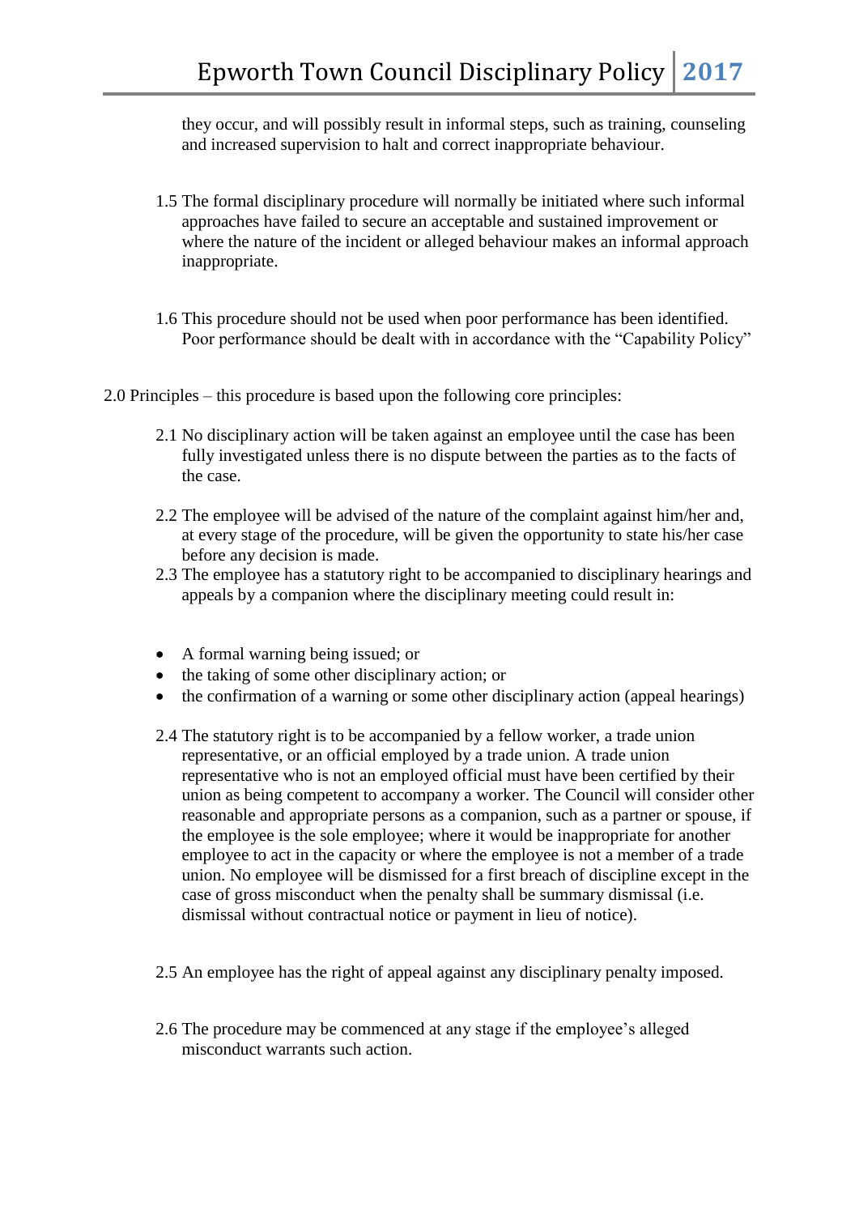they occur, and will possibly result in informal steps, such as training, counseling and increased supervision to halt and correct inappropriate behaviour.

1.5 The formal disciplinary procedure will normally be initiated where such informal approaches have failed to secure an acceptable and sustained improvement or where the nature of the incident or alleged behaviour makes an informal approach inappropriate.

1.6 This procedure should not be used when poor performance has been identified. Poor performance should be dealt with in accordance with the "Capability Policy"

2.0 Principles – this procedure is based upon the following core principles:

2.1 No disciplinary action will be taken against an employee until the case has been fully investigated unless there is no dispute between the parties as to the facts of the case.

2.2 The employee will be advised of the nature of the complaint against him/her and, at every stage of the procedure, will be given the opportunity to state his/her case before any decision is made.

2.3 The employee has a statutory right to be accompanied to disciplinary hearings and appeals by a companion where the disciplinary meeting could result in:

- A formal warning being issued; or
- the taking of some other disciplinary action; or
- the confirmation of a warning or some other disciplinary action (appeal hearings)

2.4 The statutory right is to be accompanied by a fellow worker, a trade union representative, or an official employed by a trade union. A trade union representative who is not an employed official must have been certified by their union as being competent to accompany a worker. The Council will consider other reasonable and appropriate persons as a companion, such as a partner or spouse, if the employee is the sole employee; where it would be inappropriate for another employee to act in the capacity or where the employee is not a member of a trade union. No employee will be dismissed for a first breach of discipline except in the case of gross misconduct when the penalty shall be summary dismissal (i.e. dismissal without contractual notice or payment in lieu of notice).

2.5 An employee has the right of appeal against any disciplinary penalty imposed.

2.6 The procedure may be commenced at any stage if the employee's alleged misconduct warrants such action.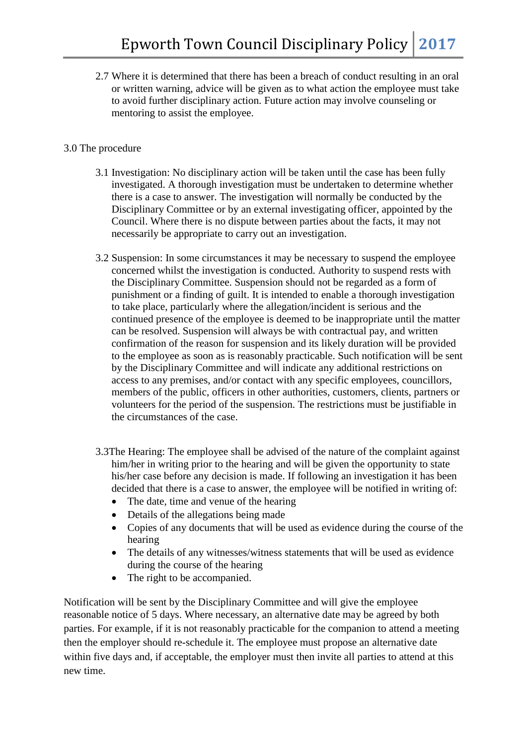2.7 Where it is determined that there has been a breach of conduct resulting in an oral or written warning, advice will be given as to what action the employee must take to avoid further disciplinary action. Future action may involve counseling or mentoring to assist the employee.

## 3.0 The procedure

3.1 Investigation: No disciplinary action will be taken until the case has been fully investigated. A thorough investigation must be undertaken to determine whether there is a case to answer. The investigation will normally be conducted by the Disciplinary Committee or by an external investigating officer, appointed by the Council. Where there is no dispute between parties about the facts, it may not necessarily be appropriate to carry out an investigation.

3.2 Suspension: In some circumstances it may be necessary to suspend the employee concerned whilst the investigation is conducted. Authority to suspend rests with the Disciplinary Committee. Suspension should not be regarded as a form of punishment or a finding of guilt. It is intended to enable a thorough investigation to take place, particularly where the allegation/incident is serious and the continued presence of the employee is deemed to be inappropriate until the matter can be resolved. Suspension will always be with contractual pay, and written confirmation of the reason for suspension and its likely duration will be provided to the employee as soon as is reasonably practicable. Such notification will be sent by the Disciplinary Committee and will indicate any additional restrictions on access to any premises, and/or contact with any specific employees, councillors, members of the public, officers in other authorities, customers, clients, partners or volunteers for the period of the suspension. The restrictions must be justifiable in the circumstances of the case.

3.3The Hearing: The employee shall be advised of the nature of the complaint against him/her in writing prior to the hearing and will be given the opportunity to state his/her case before any decision is made. If following an investigation it has been decided that there is a case to answer, the employee will be notified in writing of:

- The date, time and venue of the hearing
- Details of the allegations being made
- Copies of any documents that will be used as evidence during the course of the hearing
- The details of any witnesses/witness statements that will be used as evidence during the course of the hearing
- The right to be accompanied.

Notification will be sent by the Disciplinary Committee and will give the employee reasonable notice of 5 days. Where necessary, an alternative date may be agreed by both parties. For example, if it is not reasonably practicable for the companion to attend a meeting then the employer should re-schedule it. The employee must propose an alternative date within five days and, if acceptable, the employer must then invite all parties to attend at this new time.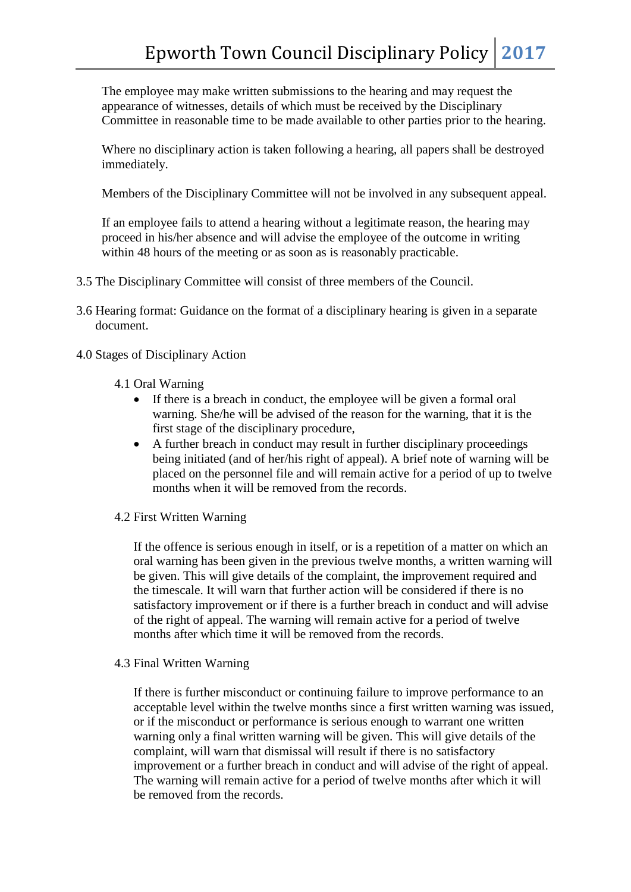The employee may make written submissions to the hearing and may request the appearance of witnesses, details of which must be received by the Disciplinary Committee in reasonable time to be made available to other parties prior to the hearing.

Where no disciplinary action is taken following a hearing, all papers shall be destroyed immediately.

Members of the Disciplinary Committee will not be involved in any subsequent appeal.

If an employee fails to attend a hearing without a legitimate reason, the hearing may proceed in his/her absence and will advise the employee of the outcome in writing within 48 hours of the meeting or as soon as is reasonably practicable.

3.5 The Disciplinary Committee will consist of three members of the Council.

3.6 Hearing format: Guidance on the format of a disciplinary hearing is given in a separate document.

## 4.0 Stages of Disciplinary Action

### 4.1 Oral Warning

- If there is a breach in conduct, the employee will be given a formal oral warning. She/he will be advised of the reason for the warning, that it is the first stage of the disciplinary procedure,
- A further breach in conduct may result in further disciplinary proceedings being initiated (and of her/his right of appeal). A brief note of warning will be placed on the personnel file and will remain active for a period of up to twelve months when it will be removed from the records.

### 4.2 First Written Warning

If the offence is serious enough in itself, or is a repetition of a matter on which an oral warning has been given in the previous twelve months, a written warning will be given. This will give details of the complaint, the improvement required and the timescale. It will warn that further action will be considered if there is no satisfactory improvement or if there is a further breach in conduct and will advise of the right of appeal. The warning will remain active for a period of twelve months after which time it will be removed from the records.

### 4.3 Final Written Warning

If there is further misconduct or continuing failure to improve performance to an acceptable level within the twelve months since a first written warning was issued, or if the misconduct or performance is serious enough to warrant one written warning only a final written warning will be given. This will give details of the complaint, will warn that dismissal will result if there is no satisfactory improvement or a further breach in conduct and will advise of the right of appeal. The warning will remain active for a period of twelve months after which it will be removed from the records.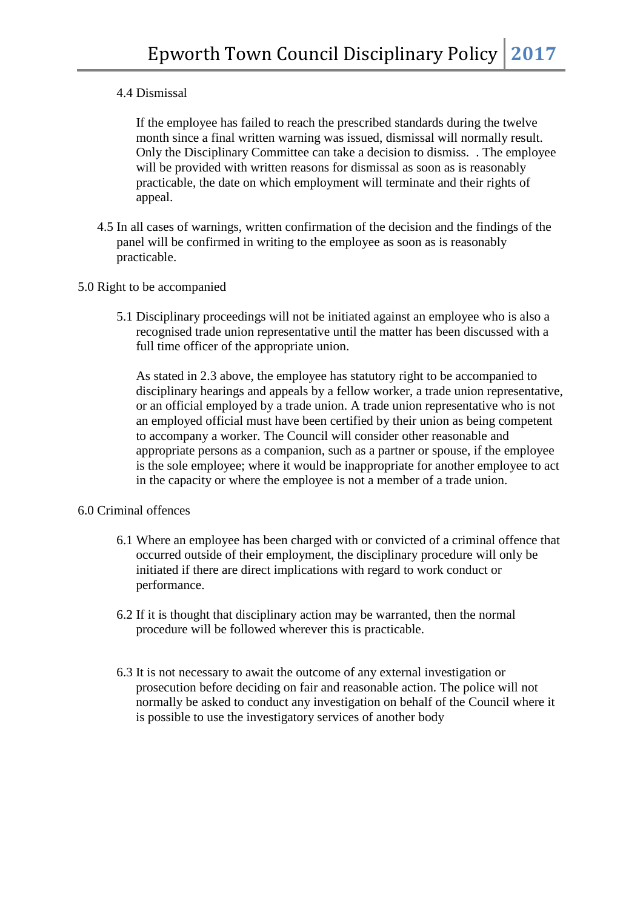4.4 Dismissal

If the employee has failed to reach the prescribed standards during the twelve month since a final written warning was issued, dismissal will normally result. Only the Disciplinary Committee can take a decision to dismiss.  . The employee will be provided with written reasons for dismissal as soon as is reasonably practicable, the date on which employment will terminate and their rights of appeal.

4.5 In all cases of warnings, written confirmation of the decision and the findings of the panel will be confirmed in writing to the employee as soon as is reasonably practicable.

## 5.0 Right to be accompanied

5.1 Disciplinary proceedings will not be initiated against an employee who is also a recognised trade union representative until the matter has been discussed with a full time officer of the appropriate union.

As stated in 2.3 above, the employee has statutory right to be accompanied to disciplinary hearings and appeals by a fellow worker, a trade union representative, or an official employed by a trade union. A trade union representative who is not an employed official must have been certified by their union as being competent to accompany a worker. The Council will consider other reasonable and appropriate persons as a companion, such as a partner or spouse, if the employee is the sole employee; where it would be inappropriate for another employee to act in the capacity or where the employee is not a member of a trade union.

## 6.0 Criminal offences

6.1 Where an employee has been charged with or convicted of a criminal offence that occurred outside of their employment, the disciplinary procedure will only be initiated if there are direct implications with regard to work conduct or performance.

6.2 If it is thought that disciplinary action may be warranted, then the normal procedure will be followed wherever this is practicable.

6.3 It is not necessary to await the outcome of any external investigation or prosecution before deciding on fair and reasonable action. The police will not normally be asked to conduct any investigation on behalf of the Council where it is possible to use the investigatory services of another body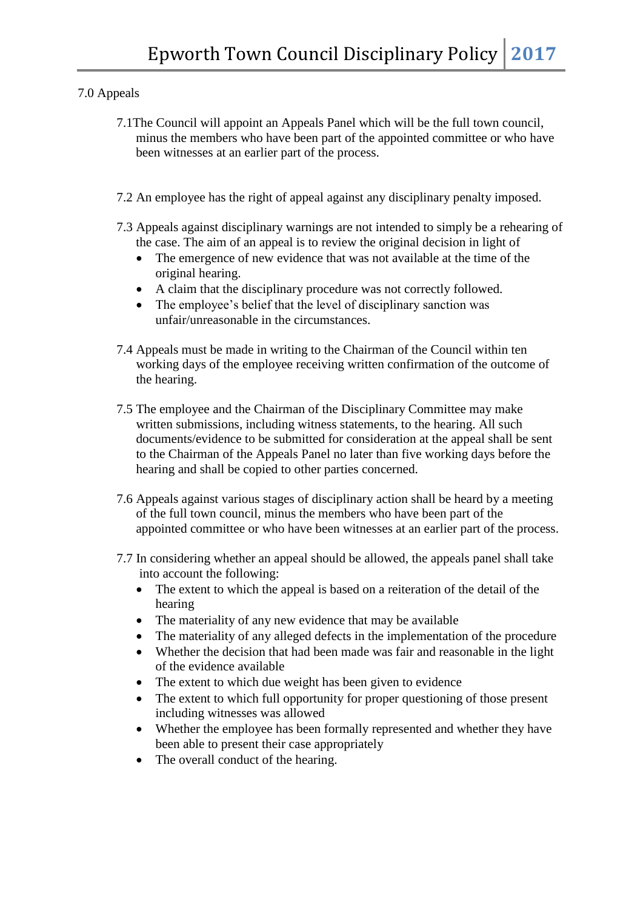7.0 Appeals

7.1The Council will appoint an Appeals Panel which will be the full town council, minus the members who have been part of the appointed committee or who have been witnesses at an earlier part of the process.

7.2 An employee has the right of appeal against any disciplinary penalty imposed.

7.3 Appeals against disciplinary warnings are not intended to simply be a rehearing of the case. The aim of an appeal is to review the original decision in light of

- The emergence of new evidence that was not available at the time of the original hearing.
- A claim that the disciplinary procedure was not correctly followed.
- The employee's belief that the level of disciplinary sanction was unfair/unreasonable in the circumstances.

7.4 Appeals must be made in writing to the Chairman of the Council within ten working days of the employee receiving written confirmation of the outcome of the hearing.

7.5 The employee and the Chairman of the Disciplinary Committee may make written submissions, including witness statements, to the hearing. All such documents/evidence to be submitted for consideration at the appeal shall be sent to the Chairman of the Appeals Panel no later than five working days before the hearing and shall be copied to other parties concerned.

7.6 Appeals against various stages of disciplinary action shall be heard by a meeting of the full town council, minus the members who have been part of the appointed committee or who have been witnesses at an earlier part of the process.

7.7 In considering whether an appeal should be allowed, the appeals panel shall take into account the following:

- The extent to which the appeal is based on a reiteration of the detail of the hearing
- The materiality of any new evidence that may be available
- The materiality of any alleged defects in the implementation of the procedure
- Whether the decision that had been made was fair and reasonable in the light of the evidence available
- The extent to which due weight has been given to evidence
- The extent to which full opportunity for proper questioning of those present including witnesses was allowed
- Whether the employee has been formally represented and whether they have been able to present their case appropriately
- The overall conduct of the hearing.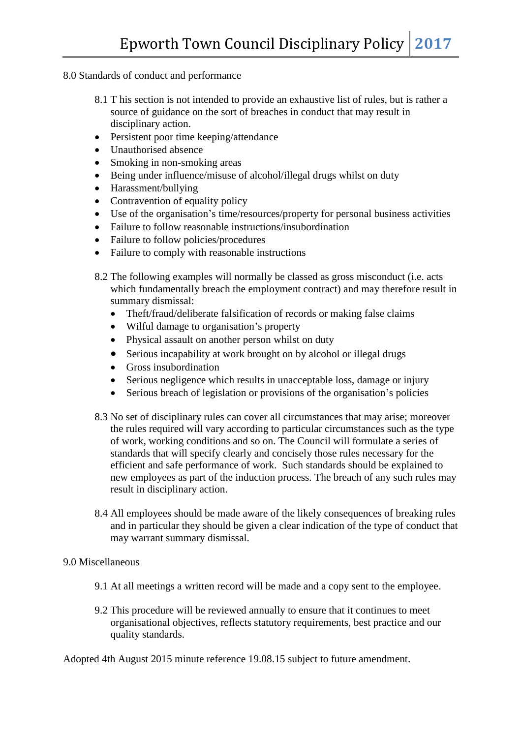8.0 Standards of conduct and performance

8.1 T his section is not intended to provide an exhaustive list of rules, but is rather a source of guidance on the sort of breaches in conduct that may result in disciplinary action.

- Persistent poor time keeping/attendance
- Unauthorised absence
- Smoking in non-smoking areas
- Being under influence/misuse of alcohol/illegal drugs whilst on duty
- Harassment/bullying
- Contravention of equality policy
- Use of the organisation's time/resources/property for personal business activities
- Failure to follow reasonable instructions/insubordination
- Failure to follow policies/procedures
- Failure to comply with reasonable instructions

8.2 The following examples will normally be classed as gross misconduct (i.e. acts which fundamentally breach the employment contract) and may therefore result in summary dismissal:

- Theft/fraud/deliberate falsification of records or making false claims
- Wilful damage to organisation's property
- Physical assault on another person whilst on duty
- Serious incapability at work brought on by alcohol or illegal drugs
- Gross insubordination
- Serious negligence which results in unacceptable loss, damage or injury
- Serious breach of legislation or provisions of the organisation's policies

8.3 No set of disciplinary rules can cover all circumstances that may arise; moreover the rules required will vary according to particular circumstances such as the type of work, working conditions and so on. The Council will formulate a series of standards that will specify clearly and concisely those rules necessary for the efficient and safe performance of work. Such standards should be explained to new employees as part of the induction process. The breach of any such rules may result in disciplinary action.

8.4 All employees should be made aware of the likely consequences of breaking rules and in particular they should be given a clear indication of the type of conduct that may warrant summary dismissal.

9.0 Miscellaneous

9.1 At all meetings a written record will be made and a copy sent to the employee.

9.2 This procedure will be reviewed annually to ensure that it continues to meet organisational objectives, reflects statutory requirements, best practice and our quality standards.

Adopted 4th August 2015 minute reference 19.08.15 subject to future amendment.